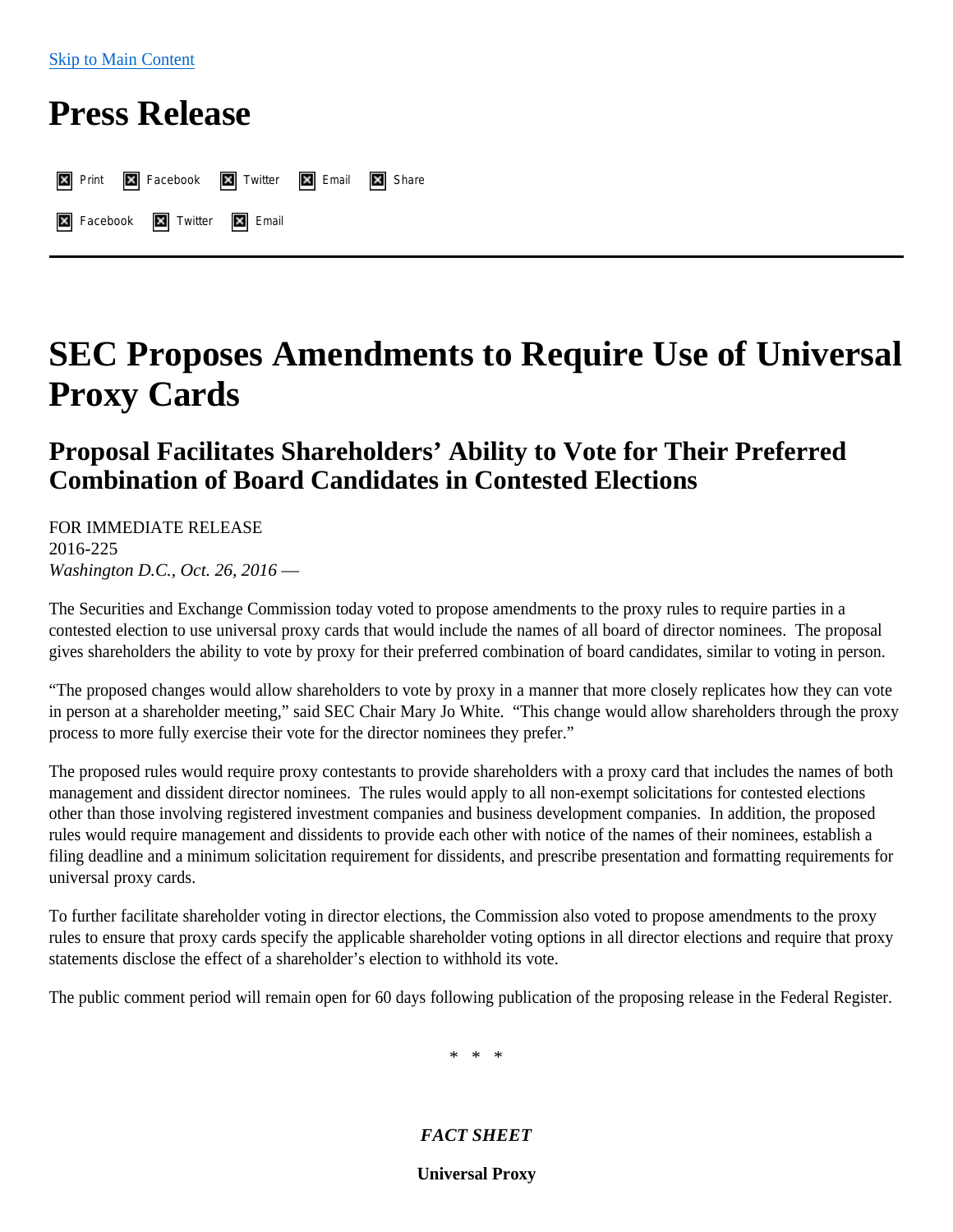Skip to Main Content

# Press Release

Print Facebook Twitter Email Share

Facebook Twitter Email

# SEC Proposes Amendments to Require Use of Universal Proxy Cards

## Proposal Facilitates Shareholders' Ability to Vote for Their Preferred Combination of Board Candidates in Contested Elections

FOR IMMEDIATE RELEASE
2016-225
*Washington D.C., Oct. 26, 2016 —*

The Securities and Exchange Commission today voted to propose amendments to the proxy rules to require parties in a contested election to use universal proxy cards that would include the names of all board of director nominees. The proposal gives shareholders the ability to vote by proxy for their preferred combination of board candidates, similar to voting in person.

"The proposed changes would allow shareholders to vote by proxy in a manner that more closely replicates how they can vote in person at a shareholder meeting," said SEC Chair Mary Jo White. "This change would allow shareholders through the proxy process to more fully exercise their vote for the director nominees they prefer."

The proposed rules would require proxy contestants to provide shareholders with a proxy card that includes the names of both management and dissident director nominees. The rules would apply to all non-exempt solicitations for contested elections other than those involving registered investment companies and business development companies. In addition, the proposed rules would require management and dissidents to provide each other with notice of the names of their nominees, establish a filing deadline and a minimum solicitation requirement for dissidents, and prescribe presentation and formatting requirements for universal proxy cards.

To further facilitate shareholder voting in director elections, the Commission also voted to propose amendments to the proxy rules to ensure that proxy cards specify the applicable shareholder voting options in all director elections and require that proxy statements disclose the effect of a shareholder's election to withhold its vote.

The public comment period will remain open for 60 days following publication of the proposing release in the Federal Register.

\* \* \*

***FACT SHEET***

**Universal Proxy**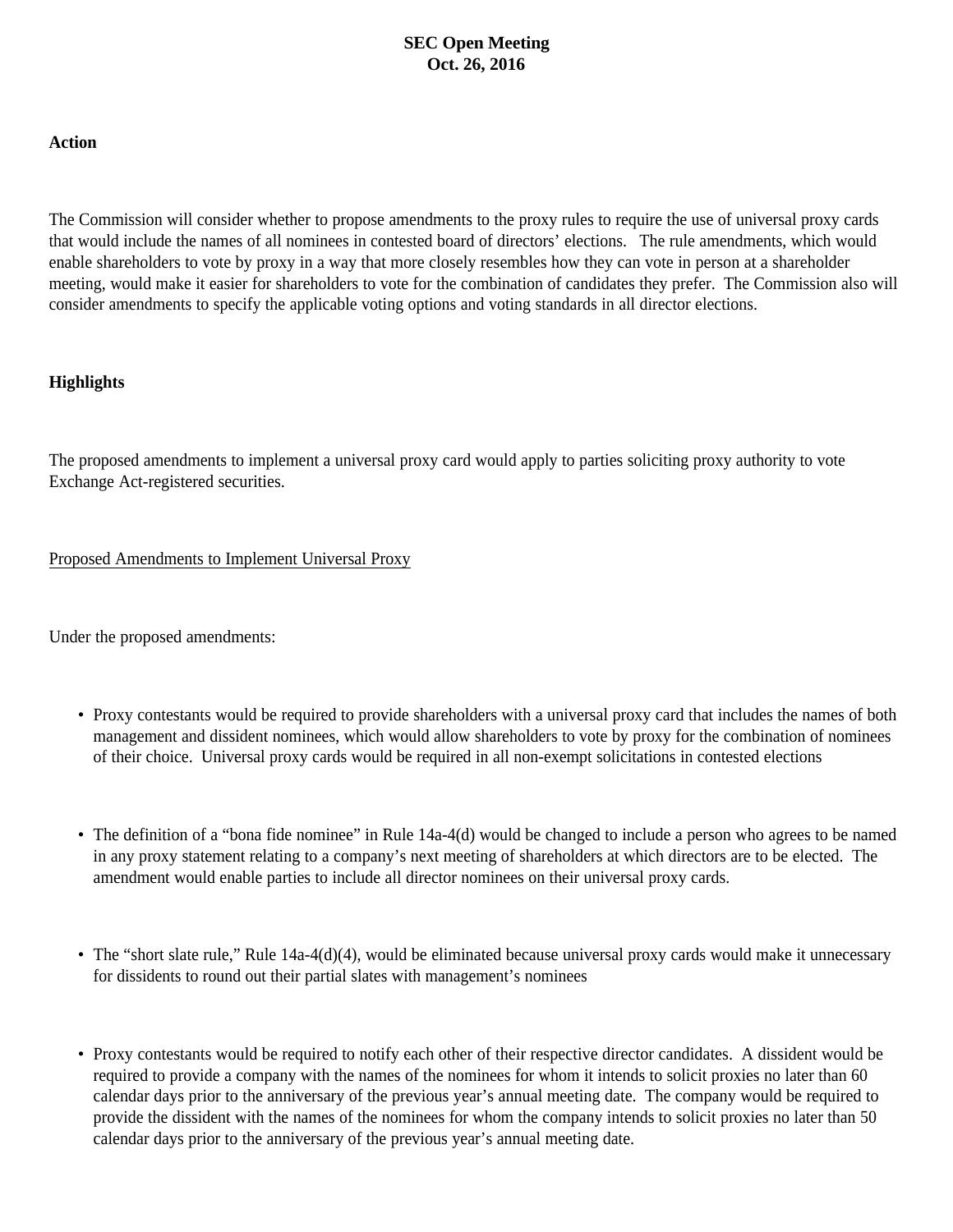**SEC Open Meeting**
**Oct. 26, 2016**

**Action**

The Commission will consider whether to propose amendments to the proxy rules to require the use of universal proxy cards that would include the names of all nominees in contested board of directors' elections. The rule amendments, which would enable shareholders to vote by proxy in a way that more closely resembles how they can vote in person at a shareholder meeting, would make it easier for shareholders to vote for the combination of candidates they prefer. The Commission also will consider amendments to specify the applicable voting options and voting standards in all director elections.

**Highlights**

The proposed amendments to implement a universal proxy card would apply to parties soliciting proxy authority to vote Exchange Act-registered securities.

<u>Proposed Amendments to Implement Universal Proxy</u>

Under the proposed amendments:

- Proxy contestants would be required to provide shareholders with a universal proxy card that includes the names of both management and dissident nominees, which would allow shareholders to vote by proxy for the combination of nominees of their choice. Universal proxy cards would be required in all non-exempt solicitations in contested elections

- The definition of a "bona fide nominee" in Rule 14a-4(d) would be changed to include a person who agrees to be named in any proxy statement relating to a company's next meeting of shareholders at which directors are to be elected. The amendment would enable parties to include all director nominees on their universal proxy cards.

- The "short slate rule," Rule 14a-4(d)(4), would be eliminated because universal proxy cards would make it unnecessary for dissidents to round out their partial slates with management's nominees

- Proxy contestants would be required to notify each other of their respective director candidates. A dissident would be required to provide a company with the names of the nominees for whom it intends to solicit proxies no later than 60 calendar days prior to the anniversary of the previous year's annual meeting date. The company would be required to provide the dissident with the names of the nominees for whom the company intends to solicit proxies no later than 50 calendar days prior to the anniversary of the previous year's annual meeting date.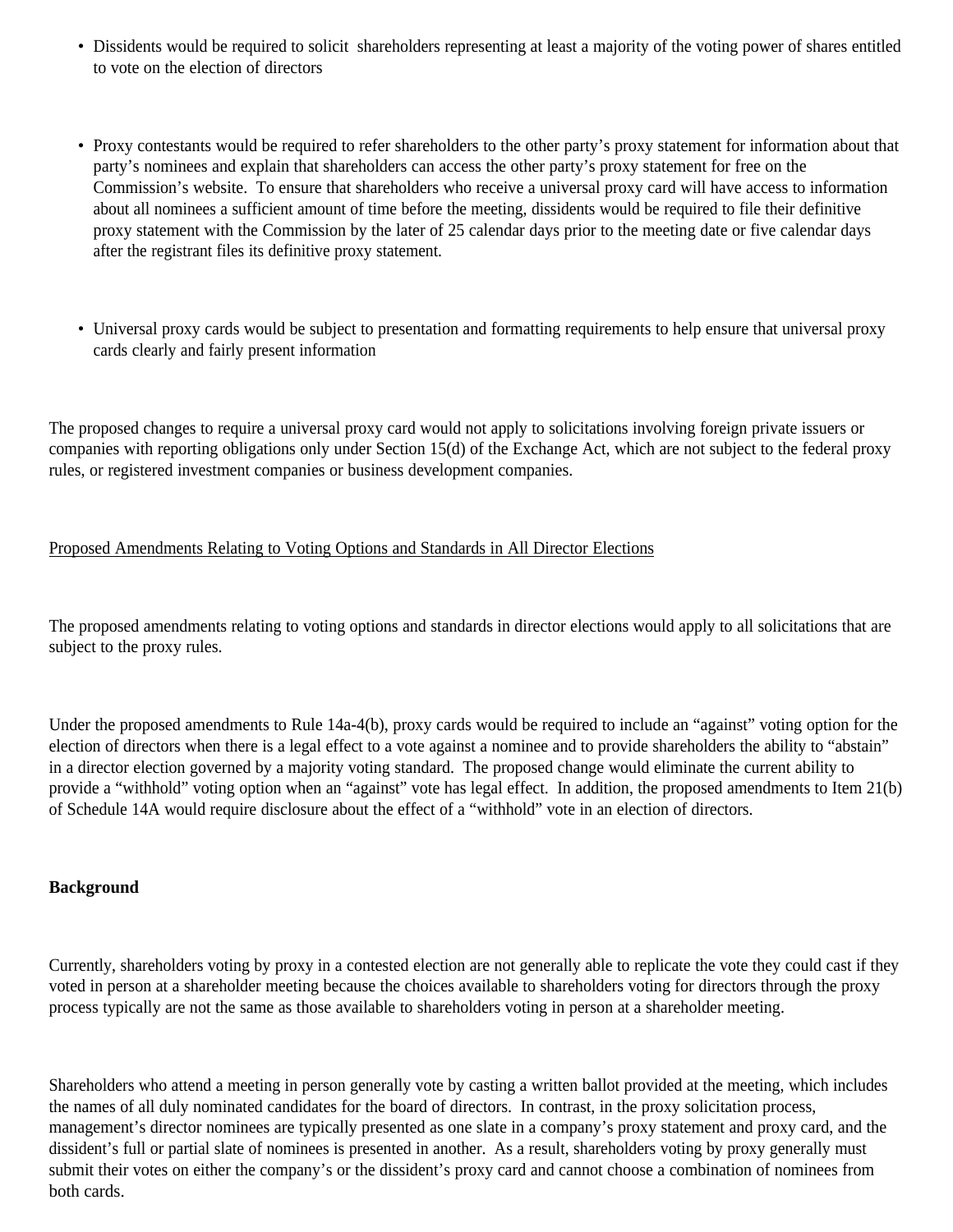- Dissidents would be required to solicit shareholders representing at least a majority of the voting power of shares entitled to vote on the election of directors

- Proxy contestants would be required to refer shareholders to the other party's proxy statement for information about that party's nominees and explain that shareholders can access the other party's proxy statement for free on the Commission's website. To ensure that shareholders who receive a universal proxy card will have access to information about all nominees a sufficient amount of time before the meeting, dissidents would be required to file their definitive proxy statement with the Commission by the later of 25 calendar days prior to the meeting date or five calendar days after the registrant files its definitive proxy statement.

- Universal proxy cards would be subject to presentation and formatting requirements to help ensure that universal proxy cards clearly and fairly present information

The proposed changes to require a universal proxy card would not apply to solicitations involving foreign private issuers or companies with reporting obligations only under Section 15(d) of the Exchange Act, which are not subject to the federal proxy rules, or registered investment companies or business development companies.

<u>Proposed Amendments Relating to Voting Options and Standards in All Director Elections</u>

The proposed amendments relating to voting options and standards in director elections would apply to all solicitations that are subject to the proxy rules.

Under the proposed amendments to Rule 14a-4(b), proxy cards would be required to include an "against" voting option for the election of directors when there is a legal effect to a vote against a nominee and to provide shareholders the ability to "abstain" in a director election governed by a majority voting standard. The proposed change would eliminate the current ability to provide a "withhold" voting option when an "against" vote has legal effect. In addition, the proposed amendments to Item 21(b) of Schedule 14A would require disclosure about the effect of a "withhold" vote in an election of directors.

**Background**

Currently, shareholders voting by proxy in a contested election are not generally able to replicate the vote they could cast if they voted in person at a shareholder meeting because the choices available to shareholders voting for directors through the proxy process typically are not the same as those available to shareholders voting in person at a shareholder meeting.

Shareholders who attend a meeting in person generally vote by casting a written ballot provided at the meeting, which includes the names of all duly nominated candidates for the board of directors. In contrast, in the proxy solicitation process, management's director nominees are typically presented as one slate in a company's proxy statement and proxy card, and the dissident's full or partial slate of nominees is presented in another. As a result, shareholders voting by proxy generally must submit their votes on either the company's or the dissident's proxy card and cannot choose a combination of nominees from both cards.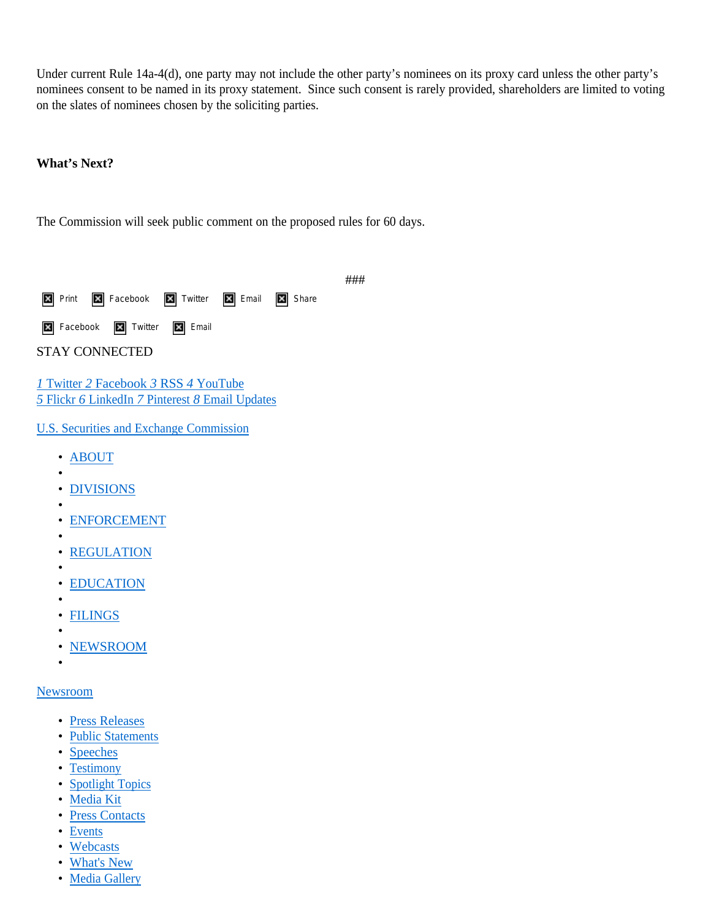Under current Rule 14a-4(d), one party may not include the other party's nominees on its proxy card unless the other party's nominees consent to be named in its proxy statement.  Since such consent is rarely provided, shareholders are limited to voting on the slates of nominees chosen by the soliciting parties.

**What's Next?**

The Commission will seek public comment on the proposed rules for 60 days.

###

Print Facebook Twitter Email Share

Facebook Twitter Email

STAY CONNECTED

*1* Twitter *2* Facebook *3* RSS *4* YouTube
*5* Flickr *6* LinkedIn *7* Pinterest *8* Email Updates

U.S. Securities and Exchange Commission

- ABOUT
- 
- DIVISIONS
- 
- ENFORCEMENT
- 
- REGULATION
- 
- EDUCATION
- 
- FILINGS
- 
- NEWSROOM
- 

Newsroom

- Press Releases
- Public Statements
- Speeches
- Testimony
- Spotlight Topics
- Media Kit
- Press Contacts
- Events
- Webcasts
- What's New
- Media Gallery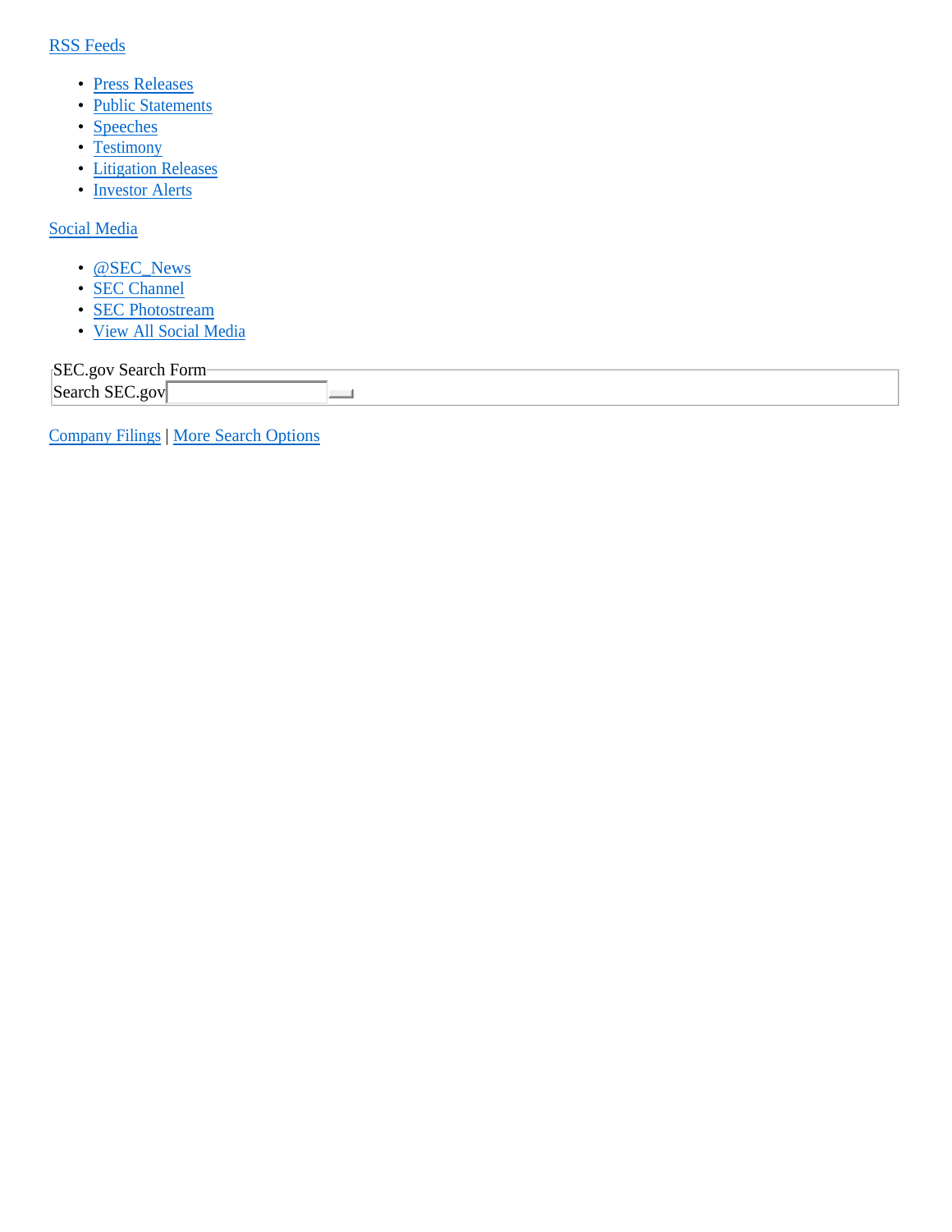RSS Feeds

- Press Releases
- Public Statements
- Speeches
- Testimony
- Litigation Releases
- Investor Alerts

Social Media

- @SEC_News
- SEC Channel
- SEC Photostream
- View All Social Media

SEC.gov Search Form

Search SEC.gov

Company Filings | More Search Options